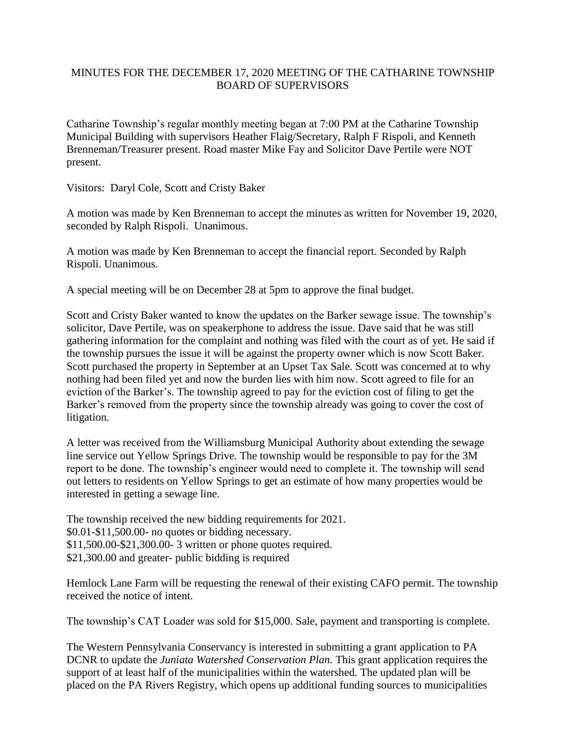# MINUTES FOR THE DECEMBER 17, 2020 MEETING OF THE CATHARINE TOWNSHIP BOARD OF SUPERVISORS

Catharine Township's regular monthly meeting began at 7:00 PM at the Catharine Township Municipal Building with supervisors Heather Flaig/Secretary, Ralph F Rispoli, and Kenneth Brenneman/Treasurer present. Road master Mike Fay and Solicitor Dave Pertile were NOT present.

Visitors: Daryl Cole, Scott and Cristy Baker

A motion was made by Ken Brenneman to accept the minutes as written for November 19, 2020, seconded by Ralph Rispoli. Unanimous.

A motion was made by Ken Brenneman to accept the financial report. Seconded by Ralph Rispoli. Unanimous.

A special meeting will be on December 28 at 5pm to approve the final budget.

Scott and Cristy Baker wanted to know the updates on the Barker sewage issue. The township's solicitor, Dave Pertile, was on speakerphone to address the issue. Dave said that he was still gathering information for the complaint and nothing was filed with the court as of yet. He said if the township pursues the issue it will be against the property owner which is now Scott Baker. Scott purchased the property in September at an Upset Tax Sale. Scott was concerned at to why nothing had been filed yet and now the burden lies with him now. Scott agreed to file for an eviction of the Barker's. The township agreed to pay for the eviction cost of filing to get the Barker's removed from the property since the township already was going to cover the cost of litigation.

A letter was received from the Williamsburg Municipal Authority about extending the sewage line service out Yellow Springs Drive. The township would be responsible to pay for the 3M report to be done. The township's engineer would need to complete it. The township will send out letters to residents on Yellow Springs to get an estimate of how many properties would be interested in getting a sewage line.

The township received the new bidding requirements for 2021.
$0.01-$11,500.00- no quotes or bidding necessary.
$11,500.00-$21,300.00- 3 written or phone quotes required.
$21,300.00 and greater- public bidding is required

Hemlock Lane Farm will be requesting the renewal of their existing CAFO permit. The township received the notice of intent.

The township's CAT Loader was sold for $15,000. Sale, payment and transporting is complete.

The Western Pennsylvania Conservancy is interested in submitting a grant application to PA DCNR to update the *Juniata Watershed Conservation Plan.* This grant application requires the support of at least half of the municipalities within the watershed. The updated plan will be placed on the PA Rivers Registry, which opens up additional funding sources to municipalities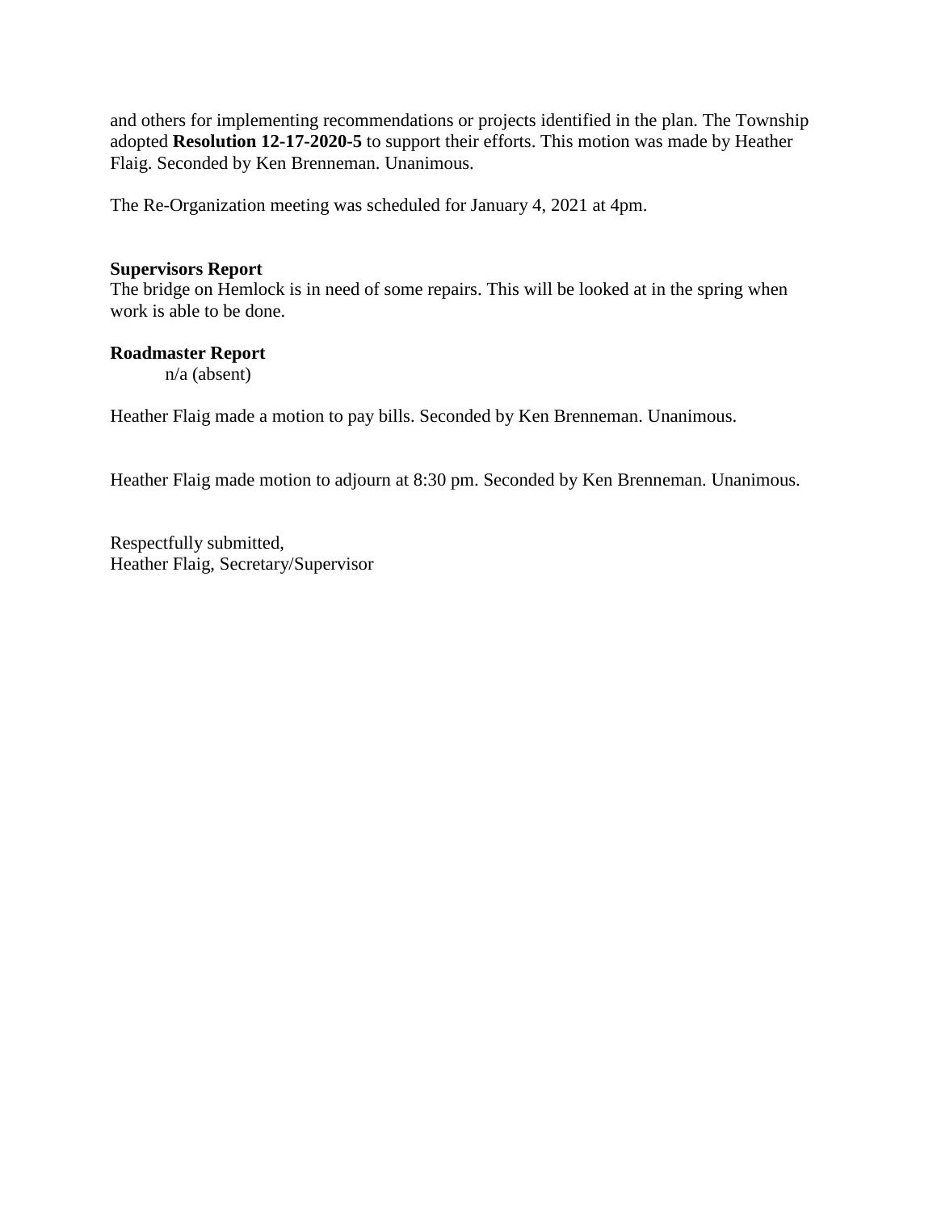and others for implementing recommendations or projects identified in the plan. The Township adopted **Resolution 12-17-2020-5** to support their efforts. This motion was made by Heather Flaig. Seconded by Ken Brenneman. Unanimous.

The Re-Organization meeting was scheduled for January 4, 2021 at 4pm.

**Supervisors Report**

The bridge on Hemlock is in need of some repairs. This will be looked at in the spring when work is able to be done.

**Roadmaster Report**

n/a (absent)

Heather Flaig made a motion to pay bills. Seconded by Ken Brenneman. Unanimous.

Heather Flaig made motion to adjourn at 8:30 pm. Seconded by Ken Brenneman. Unanimous.

Respectfully submitted,
Heather Flaig, Secretary/Supervisor